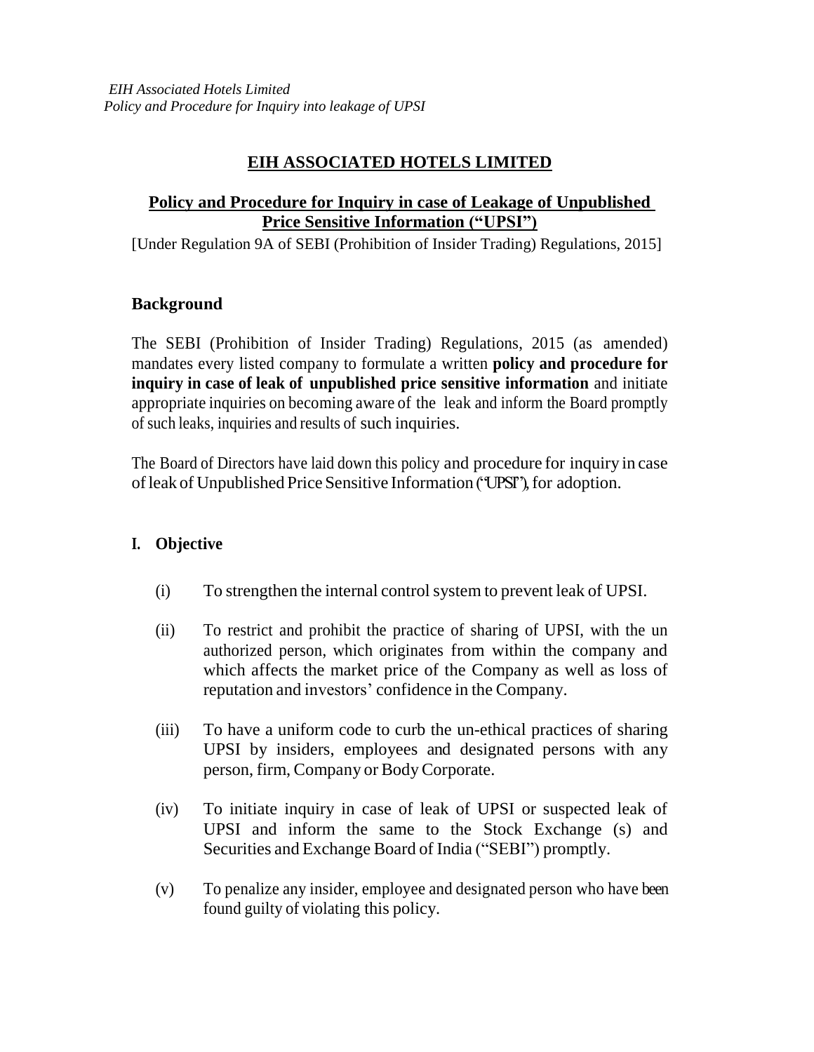# EIH ASSOCIATED HOTELS LIMITED

## Policy and Procedure for Inquiry in case of Leakage of Unpublished Price Sensitive Information ("UPSI")

[Under Regulation 9A of SEBI (Prohibition of Insider Trading) Regulations, 2015]

### Background

The SEBI (Prohibition of Insider Trading) Regulations, 2015 (as amended) mandates every listed company to formulate a written **policy and procedure for inquiry in case of leak of unpublished price sensitive information** and initiate appropriate inquiries on becoming aware of the leak and inform the Board promptly of such leaks, inquiries and results of such inquiries.

The Board of Directors have laid down this policy and procedure for inquiry in case of leak of Unpublished Price Sensitive Information ("UPSI"), for adoption.

### I. Objective

(i) To strengthen the internal control system to prevent leak of UPSI.

(ii) To restrict and prohibit the practice of sharing of UPSI, with the un authorized person, which originates from within the company and which affects the market price of the Company as well as loss of reputation and investors' confidence in the Company.

(iii) To have a uniform code to curb the un-ethical practices of sharing UPSI by insiders, employees and designated persons with any person, firm, Company or Body Corporate.

(iv) To initiate inquiry in case of leak of UPSI or suspected leak of UPSI and inform the same to the Stock Exchange (s) and Securities and Exchange Board of India ("SEBI") promptly.

(v) To penalize any insider, employee and designated person who have been found guilty of violating this policy.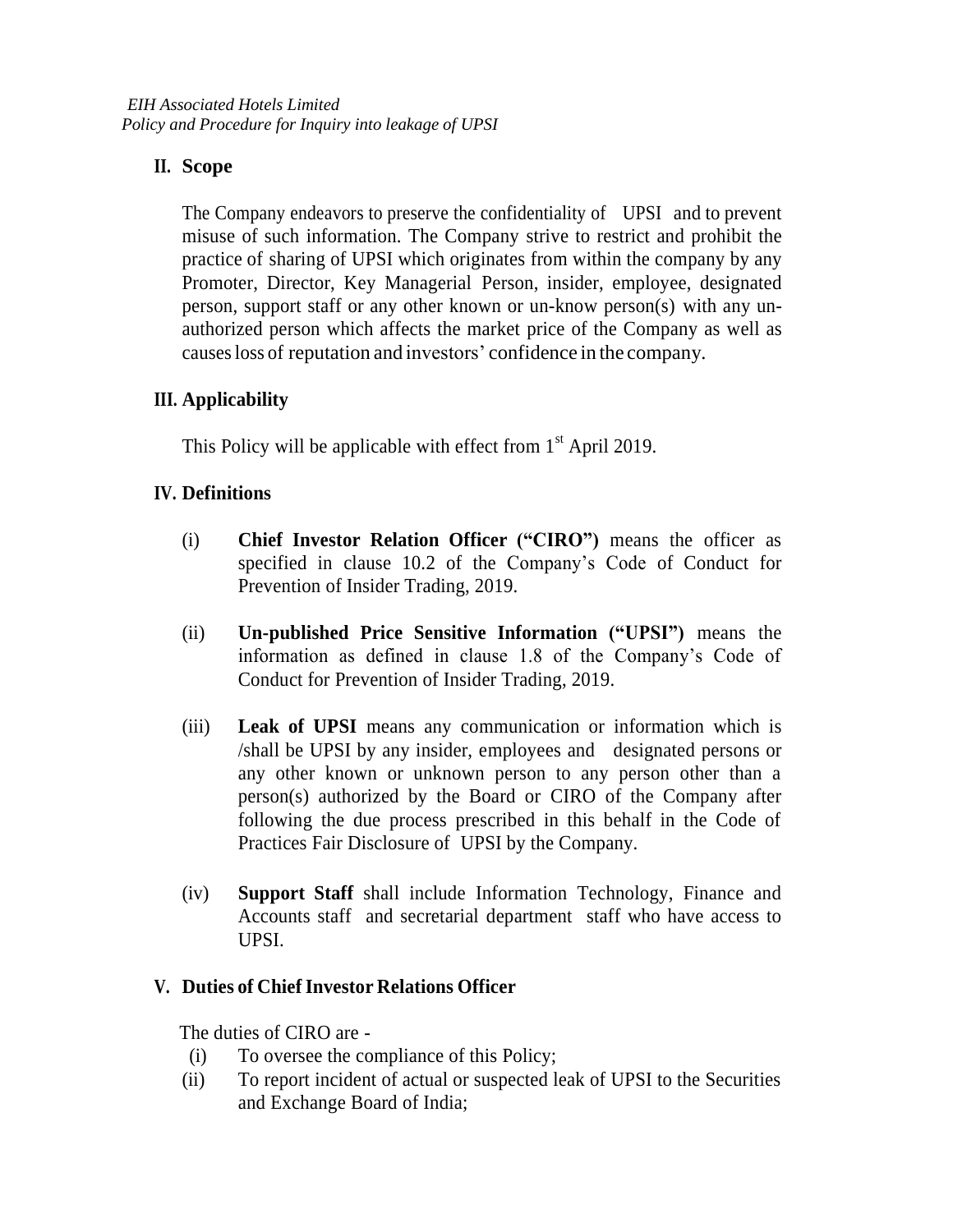## II. Scope

The Company endeavors to preserve the confidentiality of UPSI and to prevent misuse of such information. The Company strive to restrict and prohibit the practice of sharing of UPSI which originates from within the company by any Promoter, Director, Key Managerial Person, insider, employee, designated person, support staff or any other known or un-know person(s) with any un-authorized person which affects the market price of the Company as well as causes loss of reputation and investors' confidence in the company.

## III. Applicability

This Policy will be applicable with effect from 1st April 2019.

## IV. Definitions

(i) **Chief Investor Relation Officer ("CIRO")** means the officer as specified in clause 10.2 of the Company's Code of Conduct for Prevention of Insider Trading, 2019.

(ii) **Un-published Price Sensitive Information ("UPSI")** means the information as defined in clause 1.8 of the Company's Code of Conduct for Prevention of Insider Trading, 2019.

(iii) **Leak of UPSI** means any communication or information which is /shall be UPSI by any insider, employees and designated persons or any other known or unknown person to any person other than a person(s) authorized by the Board or CIRO of the Company after following the due process prescribed in this behalf in the Code of Practices Fair Disclosure of UPSI by the Company.

(iv) **Support Staff** shall include Information Technology, Finance and Accounts staff and secretarial department staff who have access to UPSI.

## V. Duties of Chief Investor Relations Officer

The duties of CIRO are -

(i) To oversee the compliance of this Policy;

(ii) To report incident of actual or suspected leak of UPSI to the Securities and Exchange Board of India;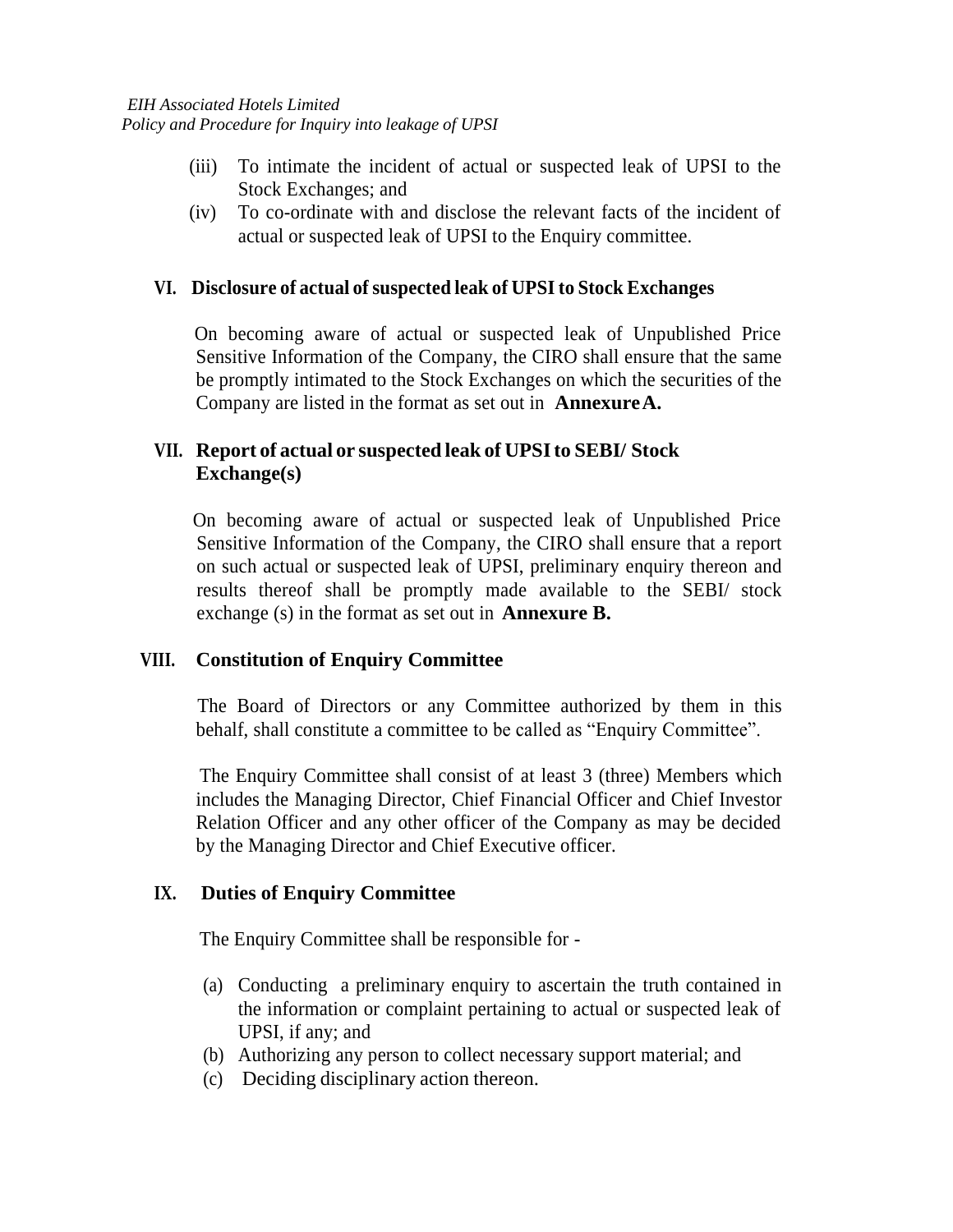(iii) To intimate the incident of actual or suspected leak of UPSI to the Stock Exchanges; and

(iv) To co-ordinate with and disclose the relevant facts of the incident of actual or suspected leak of UPSI to the Enquiry committee.

## VI. Disclosure of actual of suspected leak of UPSI to Stock Exchanges

On becoming aware of actual or suspected leak of Unpublished Price Sensitive Information of the Company, the CIRO shall ensure that the same be promptly intimated to the Stock Exchanges on which the securities of the Company are listed in the format as set out in **Annexure A.**

## VII. Report of actual or suspected leak of UPSI to SEBI/ Stock Exchange(s)

On becoming aware of actual or suspected leak of Unpublished Price Sensitive Information of the Company, the CIRO shall ensure that a report on such actual or suspected leak of UPSI, preliminary enquiry thereon and results thereof shall be promptly made available to the SEBI/ stock exchange (s) in the format as set out in **Annexure B.**

## VIII. Constitution of Enquiry Committee

The Board of Directors or any Committee authorized by them in this behalf, shall constitute a committee to be called as "Enquiry Committee".

The Enquiry Committee shall consist of at least 3 (three) Members which includes the Managing Director, Chief Financial Officer and Chief Investor Relation Officer and any other officer of the Company as may be decided by the Managing Director and Chief Executive officer.

## IX. Duties of Enquiry Committee

The Enquiry Committee shall be responsible for -

(a) Conducting a preliminary enquiry to ascertain the truth contained in the information or complaint pertaining to actual or suspected leak of UPSI, if any; and

(b) Authorizing any person to collect necessary support material; and

(c) Deciding disciplinary action thereon.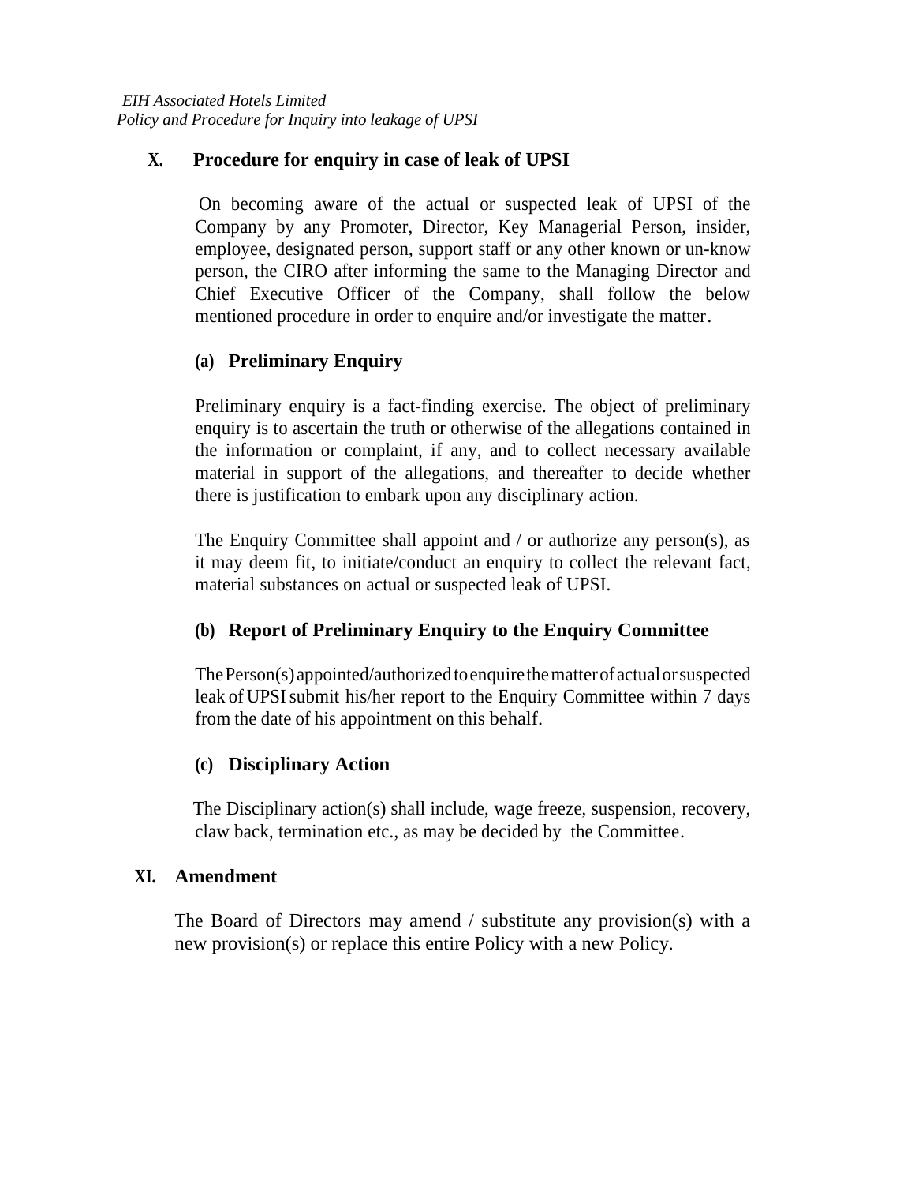## X. Procedure for enquiry in case of leak of UPSI

On becoming aware of the actual or suspected leak of UPSI of the Company by any Promoter, Director, Key Managerial Person, insider, employee, designated person, support staff or any other known or un-know person, the CIRO after informing the same to the Managing Director and Chief Executive Officer of the Company, shall follow the below mentioned procedure in order to enquire and/or investigate the matter.

### (a) Preliminary Enquiry

Preliminary enquiry is a fact-finding exercise. The object of preliminary enquiry is to ascertain the truth or otherwise of the allegations contained in the information or complaint, if any, and to collect necessary available material in support of the allegations, and thereafter to decide whether there is justification to embark upon any disciplinary action.

The Enquiry Committee shall appoint and / or authorize any person(s), as it may deem fit, to initiate/conduct an enquiry to collect the relevant fact, material substances on actual or suspected leak of UPSI.

### (b) Report of Preliminary Enquiry to the Enquiry Committee

The Person(s) appointed/authorized to enquire the matter of actual or suspected leak of UPSI submit his/her report to the Enquiry Committee within 7 days from the date of his appointment on this behalf.

### (c) Disciplinary Action

The Disciplinary action(s) shall include, wage freeze, suspension, recovery, claw back, termination etc., as may be decided by the Committee.

## XI. Amendment

The Board of Directors may amend / substitute any provision(s) with a new provision(s) or replace this entire Policy with a new Policy.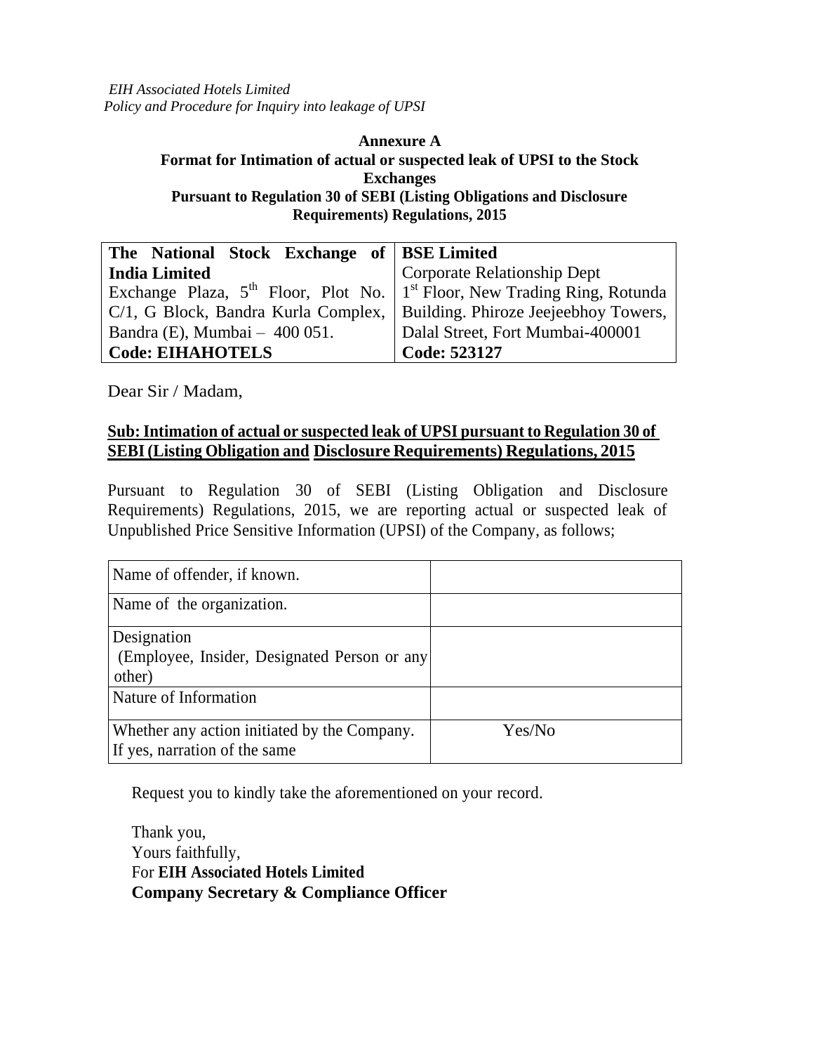## Annexure A

### Format for Intimation of actual or suspected leak of UPSI to the Stock Exchanges

### Pursuant to Regulation 30 of SEBI (Listing Obligations and Disclosure Requirements) Regulations, 2015

| **The National Stock Exchange of India Limited** | **BSE Limited** |
|---|---|
| Exchange Plaza, 5th Floor, Plot No. C/1, G Block, Bandra Kurla Complex, Bandra (E), Mumbai – 400 051. | Corporate Relationship Dept 1st Floor, New Trading Ring, Rotunda Building. Phiroze Jeejeebhoy Towers, Dalal Street, Fort Mumbai-400001 |
| **Code: EIHAHOTELS** | **Code: 523127** |

Dear Sir / Madam,

**Sub: Intimation of actual or suspected leak of UPSI pursuant to Regulation 30 of SEBI (Listing Obligation and Disclosure Requirements) Regulations, 2015**

Pursuant to Regulation 30 of SEBI (Listing Obligation and Disclosure Requirements) Regulations, 2015, we are reporting actual or suspected leak of Unpublished Price Sensitive Information (UPSI) of the Company, as follows;

| | |
|---|---|
| Name of offender, if known. | |
| Name of the organization. | |
| Designation (Employee, Insider, Designated Person or any other) | |
| Nature of Information | |
| Whether any action initiated by the Company. If yes, narration of the same | Yes/No |

Request you to kindly take the aforementioned on your record.

Thank you,
Yours faithfully,
For **EIH Associated Hotels Limited**
**Company Secretary & Compliance Officer**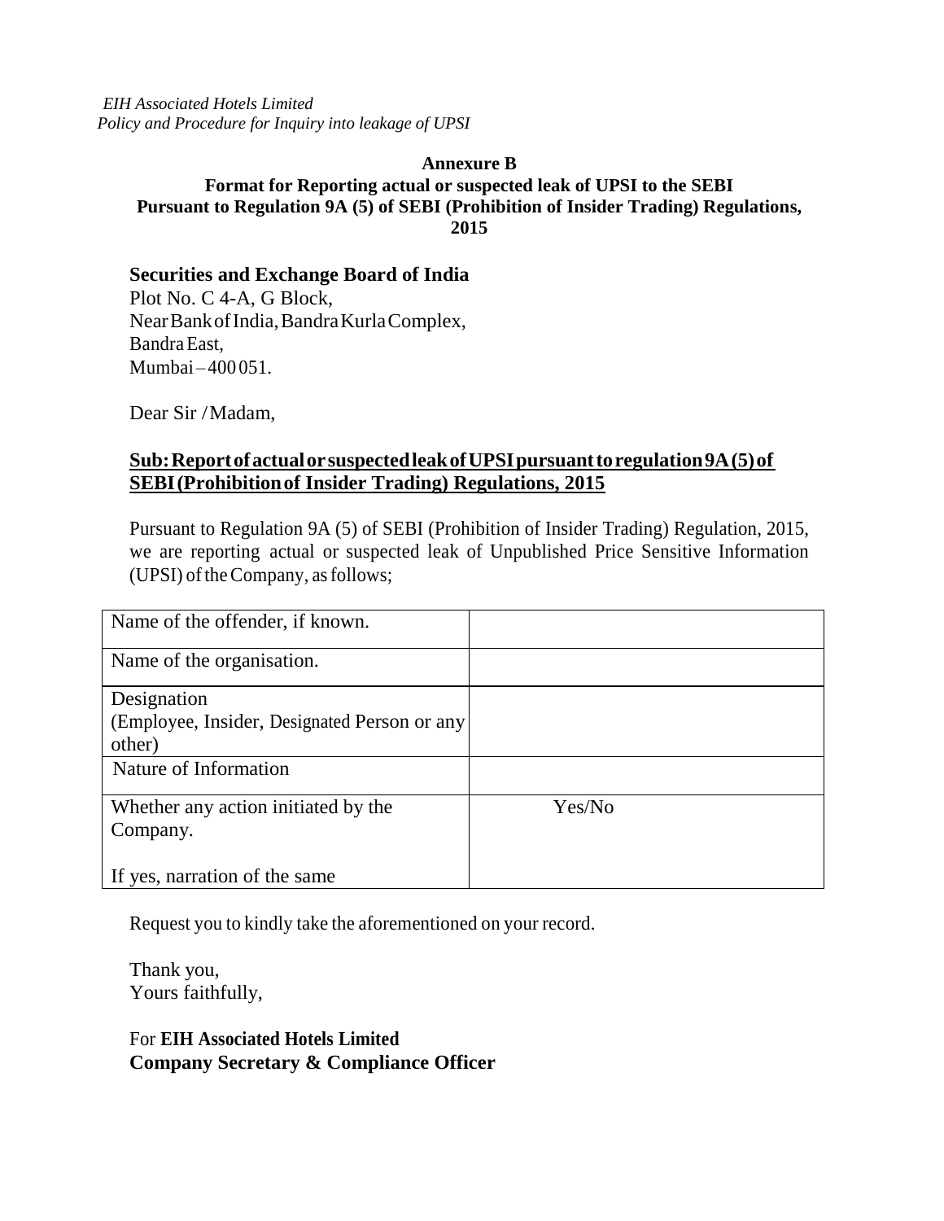**Annexure B**

**Format for Reporting actual or suspected leak of UPSI to the SEBI Pursuant to Regulation 9A (5) of SEBI (Prohibition of Insider Trading) Regulations, 2015**

**Securities and Exchange Board of India**
Plot No. C 4-A, G Block,
Near Bank of India, Bandra Kurla Complex,
Bandra East,
Mumbai – 400 051.

Dear Sir / Madam,

**Sub: Report of actual or suspected leak of UPSI pursuant to regulation 9A (5) of SEBI (Prohibition of Insider Trading) Regulations, 2015**

Pursuant to Regulation 9A (5) of SEBI (Prohibition of Insider Trading) Regulation, 2015, we are reporting actual or suspected leak of Unpublished Price Sensitive Information (UPSI) of the Company, as follows;

| | |
|---|---|
| Name of the offender, if known. | |
| Name of the organisation. | |
| Designation (Employee, Insider, Designated Person or any other) | |
| Nature of Information | |
| Whether any action initiated by the Company.<br><br>If yes, narration of the same | Yes/No |

Request you to kindly take the aforementioned on your record.

Thank you,
Yours faithfully,

For **EIH Associated Hotels Limited**
**Company Secretary & Compliance Officer**